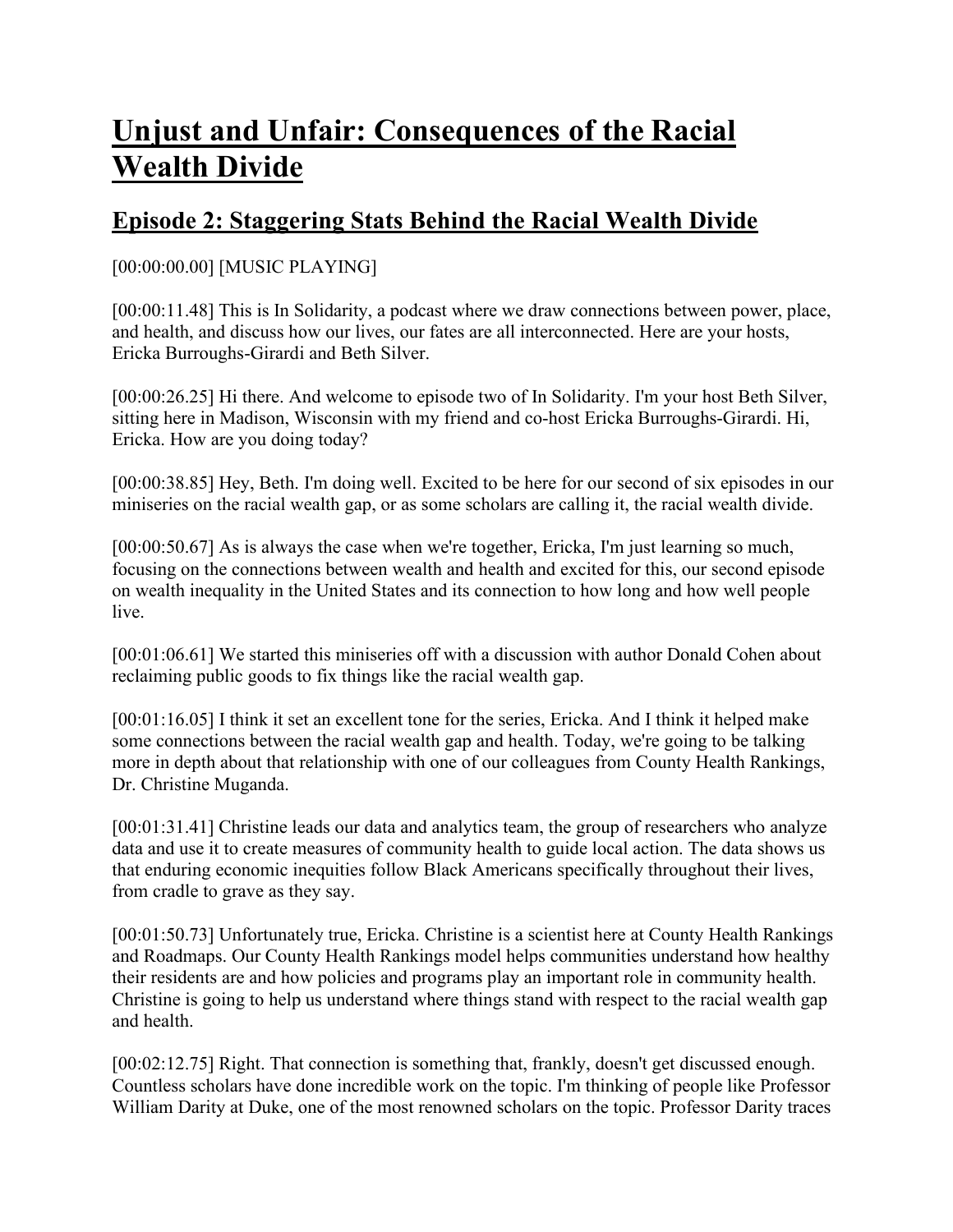# Unjust and Unfair: Consequences of the Racial Wealth Divide

## Episode 2: Staggering Stats Behind the Racial Wealth Divide

[00:00:00.00] [MUSIC PLAYING]

[00:00:11.48] This is In Solidarity, a podcast where we draw connections between power, place, and health, and discuss how our lives, our fates are all interconnected. Here are your hosts, Ericka Burroughs-Girardi and Beth Silver.

[00:00:26.25] Hi there. And welcome to episode two of In Solidarity. I'm your host Beth Silver, sitting here in Madison, Wisconsin with my friend and co-host Ericka Burroughs-Girardi. Hi, Ericka. How are you doing today?

[00:00:38.85] Hey, Beth. I'm doing well. Excited to be here for our second of six episodes in our miniseries on the racial wealth gap, or as some scholars are calling it, the racial wealth divide.

[00:00:50.67] As is always the case when we're together, Ericka, I'm just learning so much, focusing on the connections between wealth and health and excited for this, our second episode on wealth inequality in the United States and its connection to how long and how well people live.

[00:01:06.61] We started this miniseries off with a discussion with author Donald Cohen about reclaiming public goods to fix things like the racial wealth gap.

[00:01:16.05] I think it set an excellent tone for the series, Ericka. And I think it helped make some connections between the racial wealth gap and health. Today, we're going to be talking more in depth about that relationship with one of our colleagues from County Health Rankings, Dr. Christine Muganda.

[00:01:31.41] Christine leads our data and analytics team, the group of researchers who analyze data and use it to create measures of community health to guide local action. The data shows us that enduring economic inequities follow Black Americans specifically throughout their lives, from cradle to grave as they say.

[00:01:50.73] Unfortunately true, Ericka. Christine is a scientist here at County Health Rankings and Roadmaps. Our County Health Rankings model helps communities understand how healthy their residents are and how policies and programs play an important role in community health. Christine is going to help us understand where things stand with respect to the racial wealth gap and health.

[00:02:12.75] Right. That connection is something that, frankly, doesn't get discussed enough. Countless scholars have done incredible work on the topic. I'm thinking of people like Professor William Darity at Duke, one of the most renowned scholars on the topic. Professor Darity traces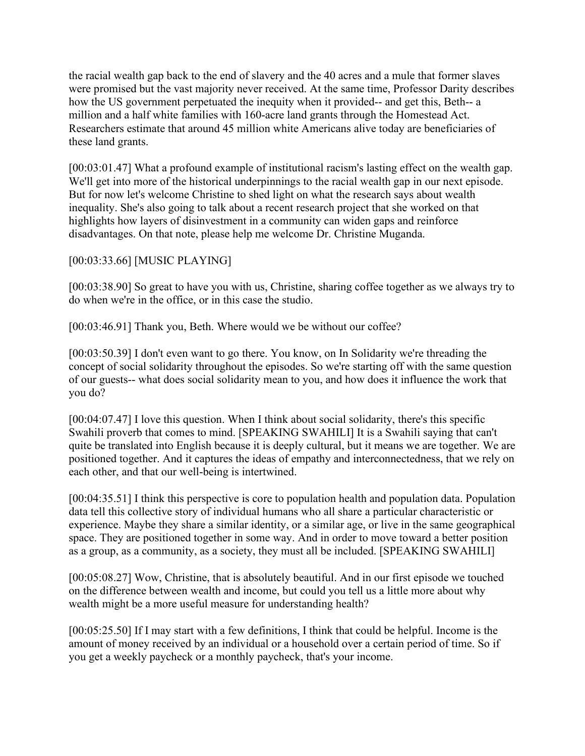the racial wealth gap back to the end of slavery and the 40 acres and a mule that former slaves were promised but the vast majority never received. At the same time, Professor Darity describes how the US government perpetuated the inequity when it provided-- and get this, Beth-- a million and a half white families with 160-acre land grants through the Homestead Act. Researchers estimate that around 45 million white Americans alive today are beneficiaries of these land grants.

[00:03:01.47] What a profound example of institutional racism's lasting effect on the wealth gap. We'll get into more of the historical underpinnings to the racial wealth gap in our next episode. But for now let's welcome Christine to shed light on what the research says about wealth inequality. She's also going to talk about a recent research project that she worked on that highlights how layers of disinvestment in a community can widen gaps and reinforce disadvantages. On that note, please help me welcome Dr. Christine Muganda.

[00:03:33.66] [MUSIC PLAYING]

[00:03:38.90] So great to have you with us, Christine, sharing coffee together as we always try to do when we're in the office, or in this case the studio.

[00:03:46.91] Thank you, Beth. Where would we be without our coffee?

[00:03:50.39] I don't even want to go there. You know, on In Solidarity we're threading the concept of social solidarity throughout the episodes. So we're starting off with the same question of our guests-- what does social solidarity mean to you, and how does it influence the work that you do?

[00:04:07.47] I love this question. When I think about social solidarity, there's this specific Swahili proverb that comes to mind. [SPEAKING SWAHILI] It is a Swahili saying that can't quite be translated into English because it is deeply cultural, but it means we are together. We are positioned together. And it captures the ideas of empathy and interconnectedness, that we rely on each other, and that our well-being is intertwined.

[00:04:35.51] I think this perspective is core to population health and population data. Population data tell this collective story of individual humans who all share a particular characteristic or experience. Maybe they share a similar identity, or a similar age, or live in the same geographical space. They are positioned together in some way. And in order to move toward a better position as a group, as a community, as a society, they must all be included. [SPEAKING SWAHILI]

[00:05:08.27] Wow, Christine, that is absolutely beautiful. And in our first episode we touched on the difference between wealth and income, but could you tell us a little more about why wealth might be a more useful measure for understanding health?

[00:05:25.50] If I may start with a few definitions, I think that could be helpful. Income is the amount of money received by an individual or a household over a certain period of time. So if you get a weekly paycheck or a monthly paycheck, that's your income.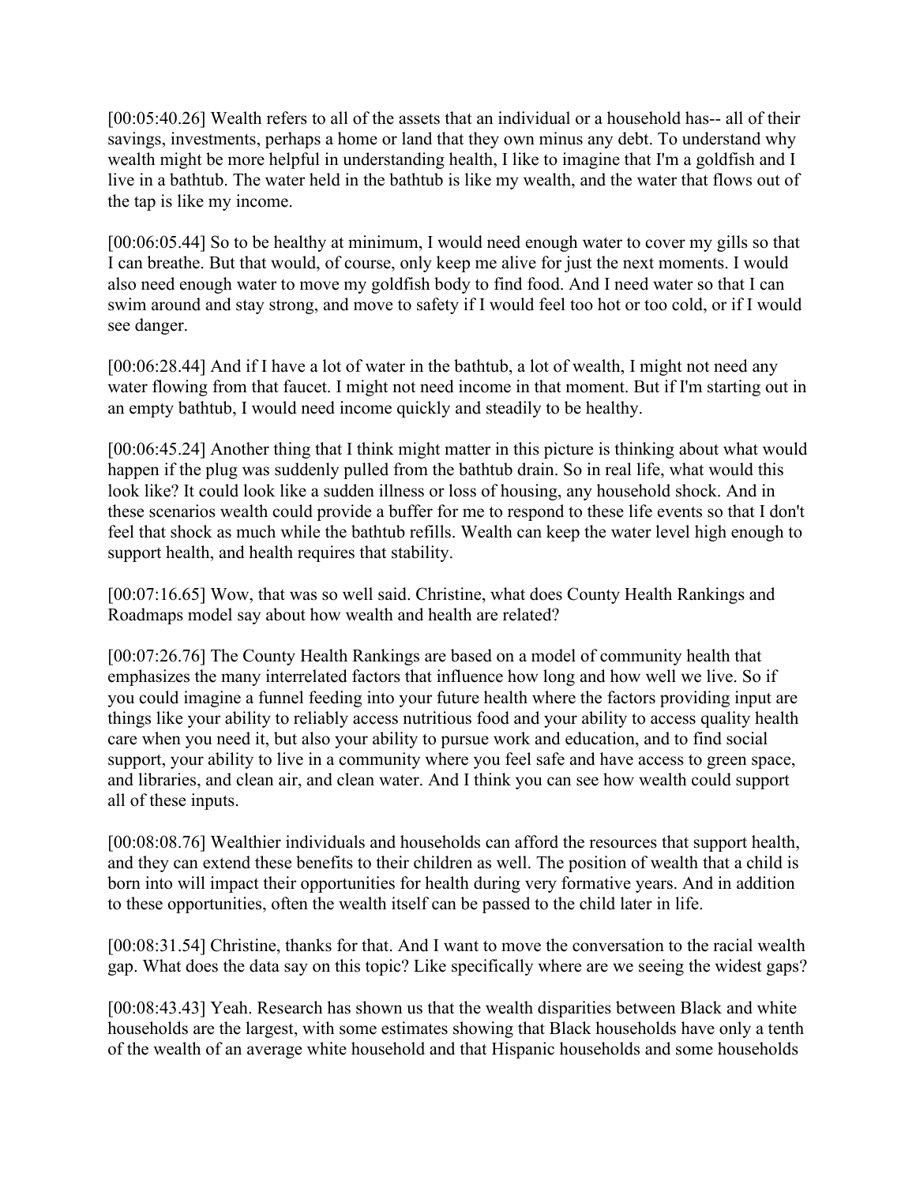[00:05:40.26] Wealth refers to all of the assets that an individual or a household has-- all of their savings, investments, perhaps a home or land that they own minus any debt. To understand why wealth might be more helpful in understanding health, I like to imagine that I'm a goldfish and I live in a bathtub. The water held in the bathtub is like my wealth, and the water that flows out of the tap is like my income.

[00:06:05.44] So to be healthy at minimum, I would need enough water to cover my gills so that I can breathe. But that would, of course, only keep me alive for just the next moments. I would also need enough water to move my goldfish body to find food. And I need water so that I can swim around and stay strong, and move to safety if I would feel too hot or too cold, or if I would see danger.

[00:06:28.44] And if I have a lot of water in the bathtub, a lot of wealth, I might not need any water flowing from that faucet. I might not need income in that moment. But if I'm starting out in an empty bathtub, I would need income quickly and steadily to be healthy.

[00:06:45.24] Another thing that I think might matter in this picture is thinking about what would happen if the plug was suddenly pulled from the bathtub drain. So in real life, what would this look like? It could look like a sudden illness or loss of housing, any household shock. And in these scenarios wealth could provide a buffer for me to respond to these life events so that I don't feel that shock as much while the bathtub refills. Wealth can keep the water level high enough to support health, and health requires that stability.

[00:07:16.65] Wow, that was so well said. Christine, what does County Health Rankings and Roadmaps model say about how wealth and health are related?

[00:07:26.76] The County Health Rankings are based on a model of community health that emphasizes the many interrelated factors that influence how long and how well we live. So if you could imagine a funnel feeding into your future health where the factors providing input are things like your ability to reliably access nutritious food and your ability to access quality health care when you need it, but also your ability to pursue work and education, and to find social support, your ability to live in a community where you feel safe and have access to green space, and libraries, and clean air, and clean water. And I think you can see how wealth could support all of these inputs.

[00:08:08.76] Wealthier individuals and households can afford the resources that support health, and they can extend these benefits to their children as well. The position of wealth that a child is born into will impact their opportunities for health during very formative years. And in addition to these opportunities, often the wealth itself can be passed to the child later in life.

[00:08:31.54] Christine, thanks for that. And I want to move the conversation to the racial wealth gap. What does the data say on this topic? Like specifically where are we seeing the widest gaps?

[00:08:43.43] Yeah. Research has shown us that the wealth disparities between Black and white households are the largest, with some estimates showing that Black households have only a tenth of the wealth of an average white household and that Hispanic households and some households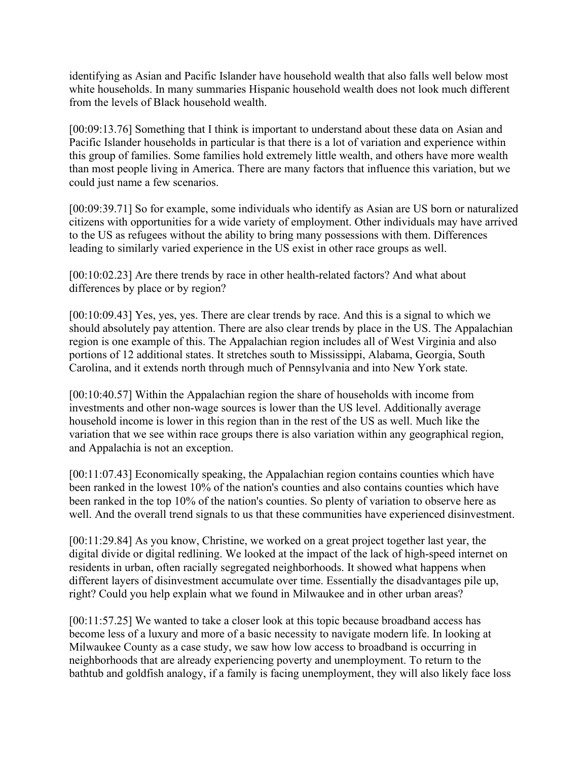identifying as Asian and Pacific Islander have household wealth that also falls well below most white households. In many summaries Hispanic household wealth does not look much different from the levels of Black household wealth.

[00:09:13.76] Something that I think is important to understand about these data on Asian and Pacific Islander households in particular is that there is a lot of variation and experience within this group of families. Some families hold extremely little wealth, and others have more wealth than most people living in America. There are many factors that influence this variation, but we could just name a few scenarios.

[00:09:39.71] So for example, some individuals who identify as Asian are US born or naturalized citizens with opportunities for a wide variety of employment. Other individuals may have arrived to the US as refugees without the ability to bring many possessions with them. Differences leading to similarly varied experience in the US exist in other race groups as well.

[00:10:02.23] Are there trends by race in other health-related factors? And what about differences by place or by region?

[00:10:09.43] Yes, yes, yes. There are clear trends by race. And this is a signal to which we should absolutely pay attention. There are also clear trends by place in the US. The Appalachian region is one example of this. The Appalachian region includes all of West Virginia and also portions of 12 additional states. It stretches south to Mississippi, Alabama, Georgia, South Carolina, and it extends north through much of Pennsylvania and into New York state.

[00:10:40.57] Within the Appalachian region the share of households with income from investments and other non-wage sources is lower than the US level. Additionally average household income is lower in this region than in the rest of the US as well. Much like the variation that we see within race groups there is also variation within any geographical region, and Appalachia is not an exception.

[00:11:07.43] Economically speaking, the Appalachian region contains counties which have been ranked in the lowest 10% of the nation's counties and also contains counties which have been ranked in the top 10% of the nation's counties. So plenty of variation to observe here as well. And the overall trend signals to us that these communities have experienced disinvestment.

[00:11:29.84] As you know, Christine, we worked on a great project together last year, the digital divide or digital redlining. We looked at the impact of the lack of high-speed internet on residents in urban, often racially segregated neighborhoods. It showed what happens when different layers of disinvestment accumulate over time. Essentially the disadvantages pile up, right? Could you help explain what we found in Milwaukee and in other urban areas?

[00:11:57.25] We wanted to take a closer look at this topic because broadband access has become less of a luxury and more of a basic necessity to navigate modern life. In looking at Milwaukee County as a case study, we saw how low access to broadband is occurring in neighborhoods that are already experiencing poverty and unemployment. To return to the bathtub and goldfish analogy, if a family is facing unemployment, they will also likely face loss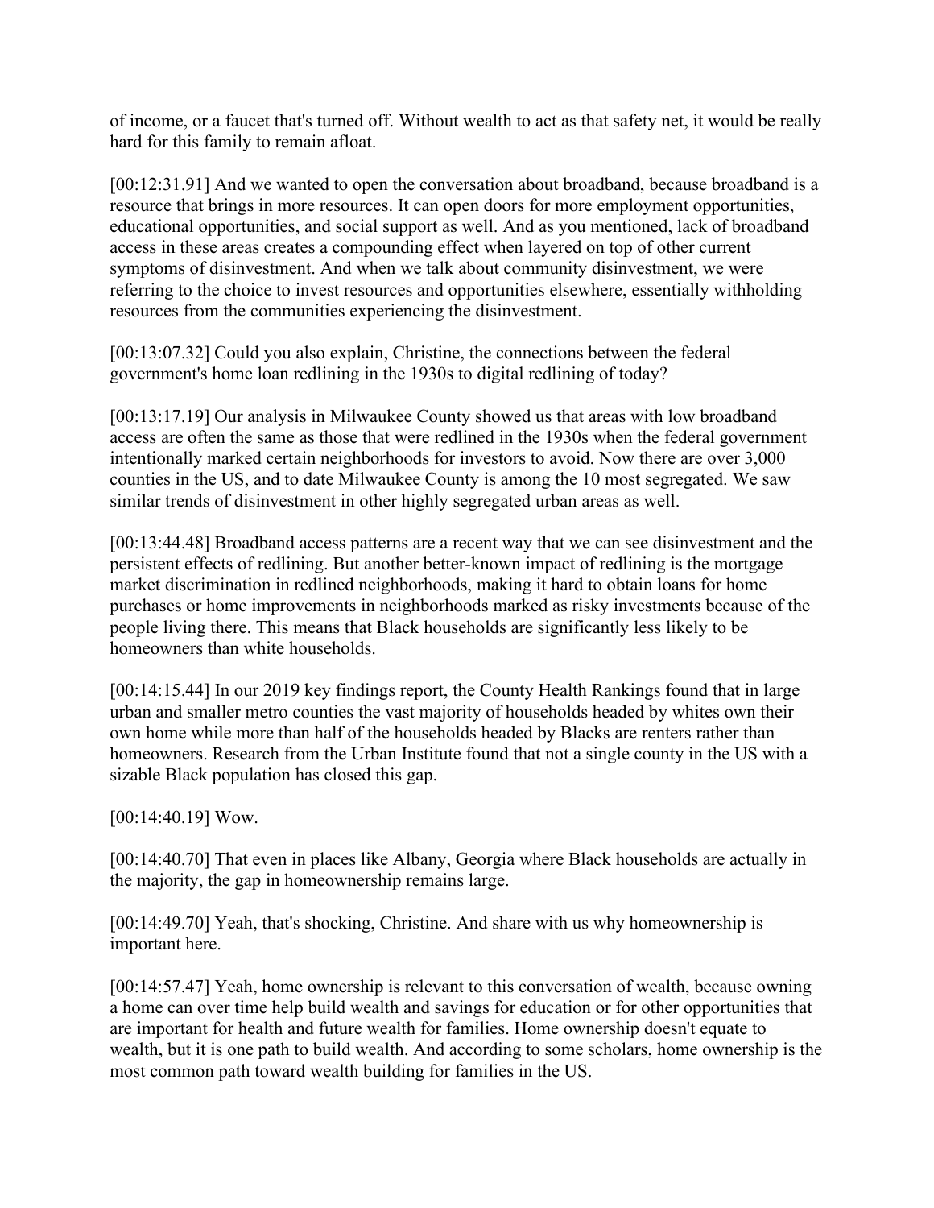of income, or a faucet that's turned off. Without wealth to act as that safety net, it would be really hard for this family to remain afloat.

[00:12:31.91] And we wanted to open the conversation about broadband, because broadband is a resource that brings in more resources. It can open doors for more employment opportunities, educational opportunities, and social support as well. And as you mentioned, lack of broadband access in these areas creates a compounding effect when layered on top of other current symptoms of disinvestment. And when we talk about community disinvestment, we were referring to the choice to invest resources and opportunities elsewhere, essentially withholding resources from the communities experiencing the disinvestment.

[00:13:07.32] Could you also explain, Christine, the connections between the federal government's home loan redlining in the 1930s to digital redlining of today?

[00:13:17.19] Our analysis in Milwaukee County showed us that areas with low broadband access are often the same as those that were redlined in the 1930s when the federal government intentionally marked certain neighborhoods for investors to avoid. Now there are over 3,000 counties in the US, and to date Milwaukee County is among the 10 most segregated. We saw similar trends of disinvestment in other highly segregated urban areas as well.

[00:13:44.48] Broadband access patterns are a recent way that we can see disinvestment and the persistent effects of redlining. But another better-known impact of redlining is the mortgage market discrimination in redlined neighborhoods, making it hard to obtain loans for home purchases or home improvements in neighborhoods marked as risky investments because of the people living there. This means that Black households are significantly less likely to be homeowners than white households.

[00:14:15.44] In our 2019 key findings report, the County Health Rankings found that in large urban and smaller metro counties the vast majority of households headed by whites own their own home while more than half of the households headed by Blacks are renters rather than homeowners. Research from the Urban Institute found that not a single county in the US with a sizable Black population has closed this gap.

[00:14:40.19] Wow.

[00:14:40.70] That even in places like Albany, Georgia where Black households are actually in the majority, the gap in homeownership remains large.

[00:14:49.70] Yeah, that's shocking, Christine. And share with us why homeownership is important here.

[00:14:57.47] Yeah, home ownership is relevant to this conversation of wealth, because owning a home can over time help build wealth and savings for education or for other opportunities that are important for health and future wealth for families. Home ownership doesn't equate to wealth, but it is one path to build wealth. And according to some scholars, home ownership is the most common path toward wealth building for families in the US.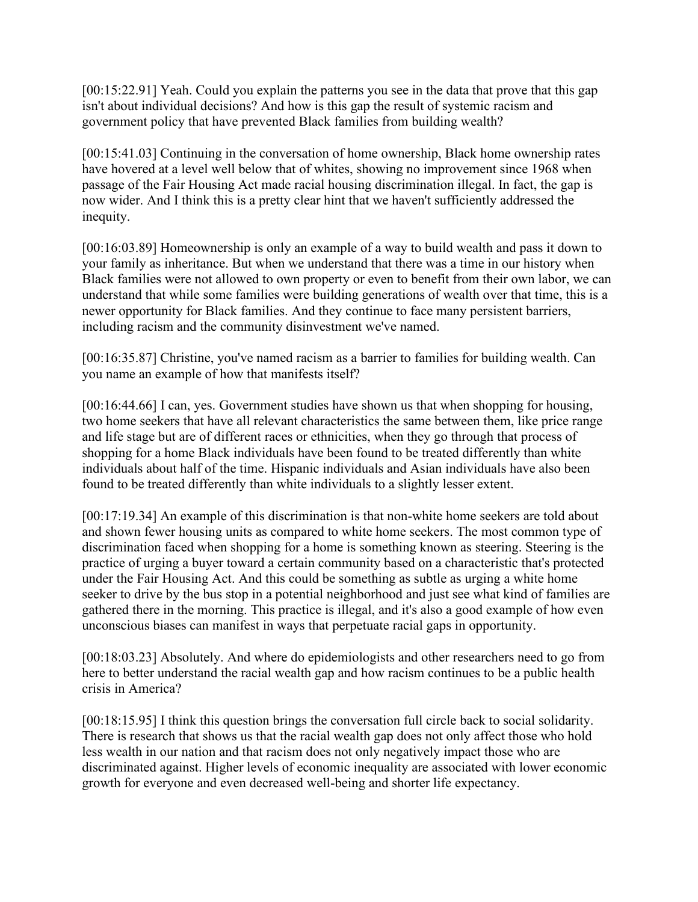[00:15:22.91] Yeah. Could you explain the patterns you see in the data that prove that this gap isn't about individual decisions? And how is this gap the result of systemic racism and government policy that have prevented Black families from building wealth?

[00:15:41.03] Continuing in the conversation of home ownership, Black home ownership rates have hovered at a level well below that of whites, showing no improvement since 1968 when passage of the Fair Housing Act made racial housing discrimination illegal. In fact, the gap is now wider. And I think this is a pretty clear hint that we haven't sufficiently addressed the inequity.

[00:16:03.89] Homeownership is only an example of a way to build wealth and pass it down to your family as inheritance. But when we understand that there was a time in our history when Black families were not allowed to own property or even to benefit from their own labor, we can understand that while some families were building generations of wealth over that time, this is a newer opportunity for Black families. And they continue to face many persistent barriers, including racism and the community disinvestment we've named.

[00:16:35.87] Christine, you've named racism as a barrier to families for building wealth. Can you name an example of how that manifests itself?

[00:16:44.66] I can, yes. Government studies have shown us that when shopping for housing, two home seekers that have all relevant characteristics the same between them, like price range and life stage but are of different races or ethnicities, when they go through that process of shopping for a home Black individuals have been found to be treated differently than white individuals about half of the time. Hispanic individuals and Asian individuals have also been found to be treated differently than white individuals to a slightly lesser extent.

[00:17:19.34] An example of this discrimination is that non-white home seekers are told about and shown fewer housing units as compared to white home seekers. The most common type of discrimination faced when shopping for a home is something known as steering. Steering is the practice of urging a buyer toward a certain community based on a characteristic that's protected under the Fair Housing Act. And this could be something as subtle as urging a white home seeker to drive by the bus stop in a potential neighborhood and just see what kind of families are gathered there in the morning. This practice is illegal, and it's also a good example of how even unconscious biases can manifest in ways that perpetuate racial gaps in opportunity.

[00:18:03.23] Absolutely. And where do epidemiologists and other researchers need to go from here to better understand the racial wealth gap and how racism continues to be a public health crisis in America?

[00:18:15.95] I think this question brings the conversation full circle back to social solidarity. There is research that shows us that the racial wealth gap does not only affect those who hold less wealth in our nation and that racism does not only negatively impact those who are discriminated against. Higher levels of economic inequality are associated with lower economic growth for everyone and even decreased well-being and shorter life expectancy.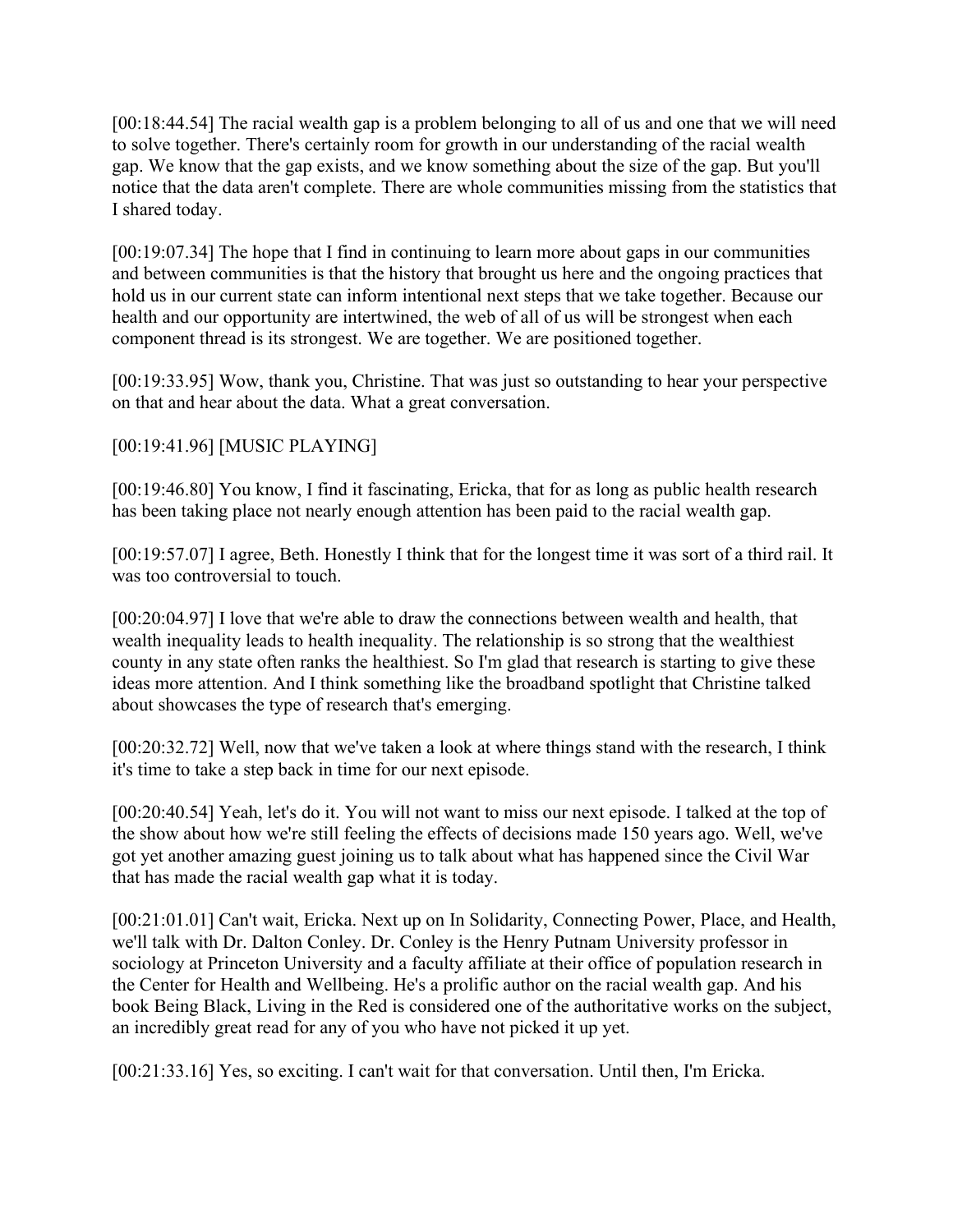[00:18:44.54] The racial wealth gap is a problem belonging to all of us and one that we will need to solve together. There's certainly room for growth in our understanding of the racial wealth gap. We know that the gap exists, and we know something about the size of the gap. But you'll notice that the data aren't complete. There are whole communities missing from the statistics that I shared today.

[00:19:07.34] The hope that I find in continuing to learn more about gaps in our communities and between communities is that the history that brought us here and the ongoing practices that hold us in our current state can inform intentional next steps that we take together. Because our health and our opportunity are intertwined, the web of all of us will be strongest when each component thread is its strongest. We are together. We are positioned together.

[00:19:33.95] Wow, thank you, Christine. That was just so outstanding to hear your perspective on that and hear about the data. What a great conversation.

[00:19:41.96] [MUSIC PLAYING]

[00:19:46.80] You know, I find it fascinating, Ericka, that for as long as public health research has been taking place not nearly enough attention has been paid to the racial wealth gap.

[00:19:57.07] I agree, Beth. Honestly I think that for the longest time it was sort of a third rail. It was too controversial to touch.

[00:20:04.97] I love that we're able to draw the connections between wealth and health, that wealth inequality leads to health inequality. The relationship is so strong that the wealthiest county in any state often ranks the healthiest. So I'm glad that research is starting to give these ideas more attention. And I think something like the broadband spotlight that Christine talked about showcases the type of research that's emerging.

[00:20:32.72] Well, now that we've taken a look at where things stand with the research, I think it's time to take a step back in time for our next episode.

[00:20:40.54] Yeah, let's do it. You will not want to miss our next episode. I talked at the top of the show about how we're still feeling the effects of decisions made 150 years ago. Well, we've got yet another amazing guest joining us to talk about what has happened since the Civil War that has made the racial wealth gap what it is today.

[00:21:01.01] Can't wait, Ericka. Next up on In Solidarity, Connecting Power, Place, and Health, we'll talk with Dr. Dalton Conley. Dr. Conley is the Henry Putnam University professor in sociology at Princeton University and a faculty affiliate at their office of population research in the Center for Health and Wellbeing. He's a prolific author on the racial wealth gap. And his book Being Black, Living in the Red is considered one of the authoritative works on the subject, an incredibly great read for any of you who have not picked it up yet.

[00:21:33.16] Yes, so exciting. I can't wait for that conversation. Until then, I'm Ericka.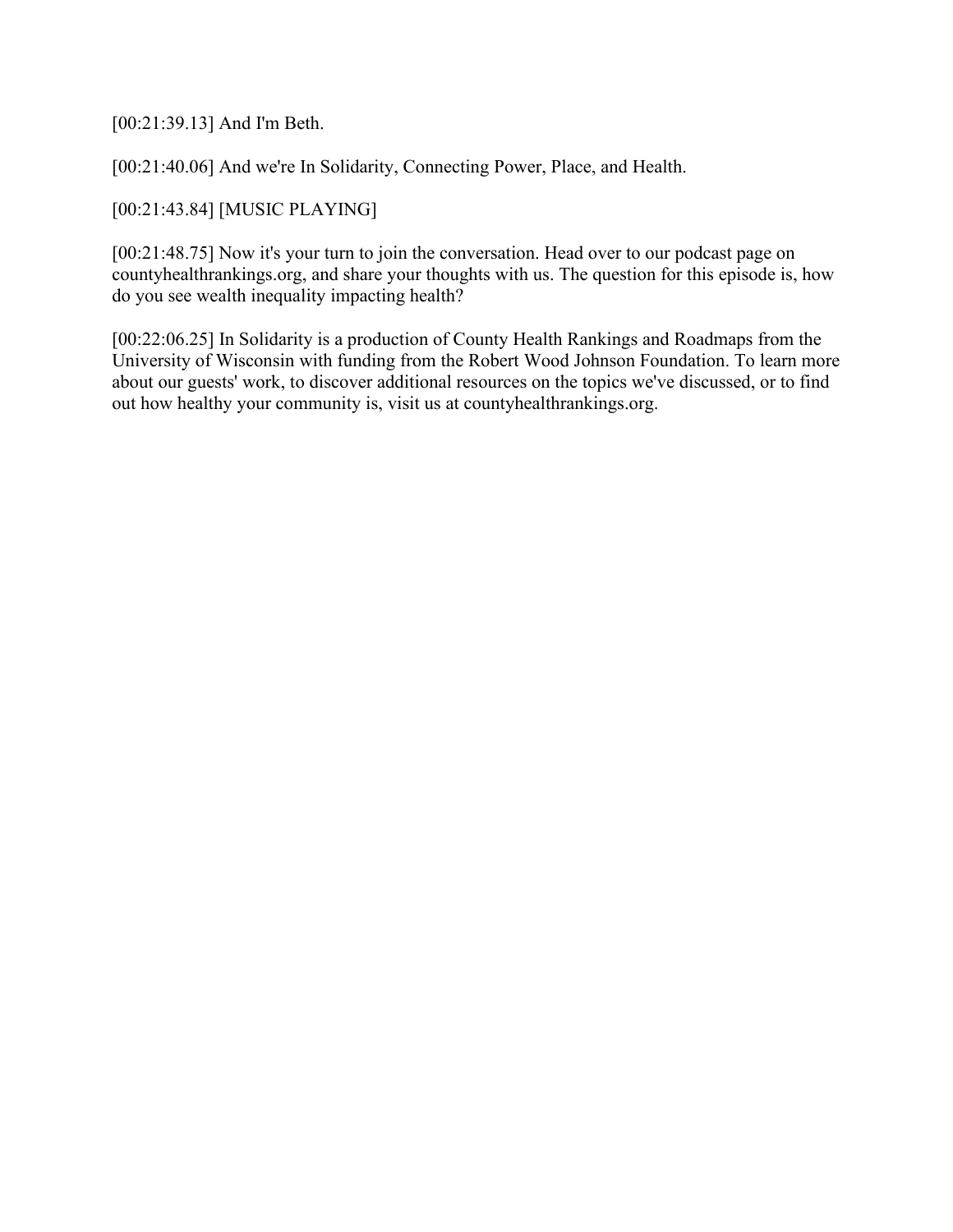[00:21:39.13] And I'm Beth.

[00:21:40.06] And we're In Solidarity, Connecting Power, Place, and Health.

[00:21:43.84] [MUSIC PLAYING]

[00:21:48.75] Now it's your turn to join the conversation. Head over to our podcast page on countyhealthrankings.org, and share your thoughts with us. The question for this episode is, how do you see wealth inequality impacting health?

[00:22:06.25] In Solidarity is a production of County Health Rankings and Roadmaps from the University of Wisconsin with funding from the Robert Wood Johnson Foundation. To learn more about our guests' work, to discover additional resources on the topics we've discussed, or to find out how healthy your community is, visit us at countyhealthrankings.org.